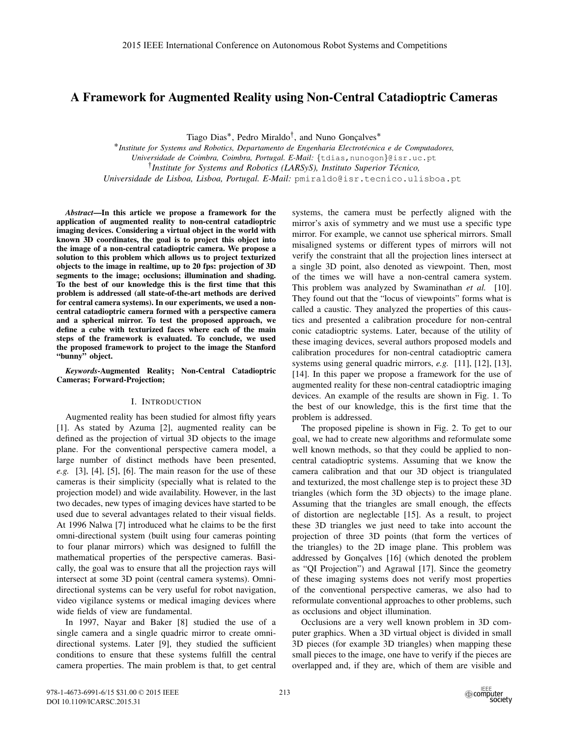# A Framework for Augmented Reality using Non-Central Catadioptric Cameras

Tiago Dias*, Pedro Miraldo†, and Nuno Gonçalves*

*Institute for Systems and Robotics, Departamento de Engenharia Electrotécnica e de Computadores, Universidade de Coimbra, Coimbra, Portugal. E-Mail: {tdias,nunogon}@isr.uc.pt*

†*Institute for Systems and Robotics (LARSyS), Instituto Superior Técnico, Universidade de Lisboa, Lisboa, Portugal. E-Mail: pmiraldo@isr.tecnico.ulisboa.pt*

***Abstract*—In this article we propose a framework for the application of augmented reality to non-central catadioptric imaging devices. Considering a virtual object in the world with known 3D coordinates, the goal is to project this object into the image of a non-central catadioptric camera. We propose a solution to this problem which allows us to project texturized objects to the image in realtime, up to 20 fps: projection of 3D segments to the image; occlusions; illumination and shading. To the best of our knowledge this is the first time that this problem is addressed (all state-of-the-art methods are derived for central camera systems). In our experiments, we used a non-central catadioptric camera formed with a perspective camera and a spherical mirror. To test the proposed approach, we define a cube with texturized faces where each of the main steps of the framework is evaluated. To conclude, we used the proposed framework to project to the image the Stanford "bunny" object.**

***Keywords*-Augmented Reality; Non-Central Catadioptric Cameras; Forward-Projection;**

## I. INTRODUCTION

Augmented reality has been studied for almost fifty years [1]. As stated by Azuma [2], augmented reality can be defined as the projection of virtual 3D objects to the image plane. For the conventional perspective camera model, a large number of distinct methods have been presented, *e.g.* [3], [4], [5], [6]. The main reason for the use of these cameras is their simplicity (specially what is related to the projection model) and wide availability. However, in the last two decades, new types of imaging devices have started to be used due to several advantages related to their visual fields. At 1996 Nalwa [7] introduced what he claims to be the first omni-directional system (built using four cameras pointing to four planar mirrors) which was designed to fulfill the mathematical properties of the perspective cameras. Basically, the goal was to ensure that all the projection rays will intersect at some 3D point (central camera systems). Omni-directional systems can be very useful for robot navigation, video vigilance systems or medical imaging devices where wide fields of view are fundamental.

In 1997, Nayar and Baker [8] studied the use of a single camera and a single quadric mirror to create omni-directional systems. Later [9], they studied the sufficient conditions to ensure that these systems fulfill the central camera properties. The main problem is that, to get central systems, the camera must be perfectly aligned with the mirror's axis of symmetry and we must use a specific type mirror. For example, we cannot use spherical mirrors. Small misaligned systems or different types of mirrors will not verify the constraint that all the projection lines intersect at a single 3D point, also denoted as viewpoint. Then, most of the times we will have a non-central camera system. This problem was analyzed by Swaminathan *et al.* [10]. They found out that the "locus of viewpoints" forms what is called a caustic. They analyzed the properties of this caustics and presented a calibration procedure for non-central conic catadioptric systems. Later, because of the utility of these imaging devices, several authors proposed models and calibration procedures for non-central catadioptric camera systems using general quadric mirrors, *e.g.* [11], [12], [13], [14]. In this paper we propose a framework for the use of augmented reality for these non-central catadioptric imaging devices. An example of the results are shown in Fig. 1. To the best of our knowledge, this is the first time that the problem is addressed.

The proposed pipeline is shown in Fig. 2. To get to our goal, we had to create new algorithms and reformulate some well known methods, so that they could be applied to non-central catadioptric systems. Assuming that we know the camera calibration and that our 3D object is triangulated and texturized, the most challenge step is to project these 3D triangles (which form the 3D objects) to the image plane. Assuming that the triangles are small enough, the effects of distortion are neglectable [15]. As a result, to project these 3D triangles we just need to take into account the projection of three 3D points (that form the vertices of the triangles) to the 2D image plane. This problem was addressed by Gonçalves [16] (which denoted the problem as "QI Projection") and Agrawal [17]. Since the geometry of these imaging systems does not verify most properties of the conventional perspective cameras, we also had to reformulate conventional approaches to other problems, such as occlusions and object illumination.

Occlusions are a very well known problem in 3D computer graphics. When a 3D virtual object is divided in small 3D pieces (for example 3D triangles) when mapping these small pieces to the image, one have to verify if the pieces are overlapped and, if they are, which of them are visible and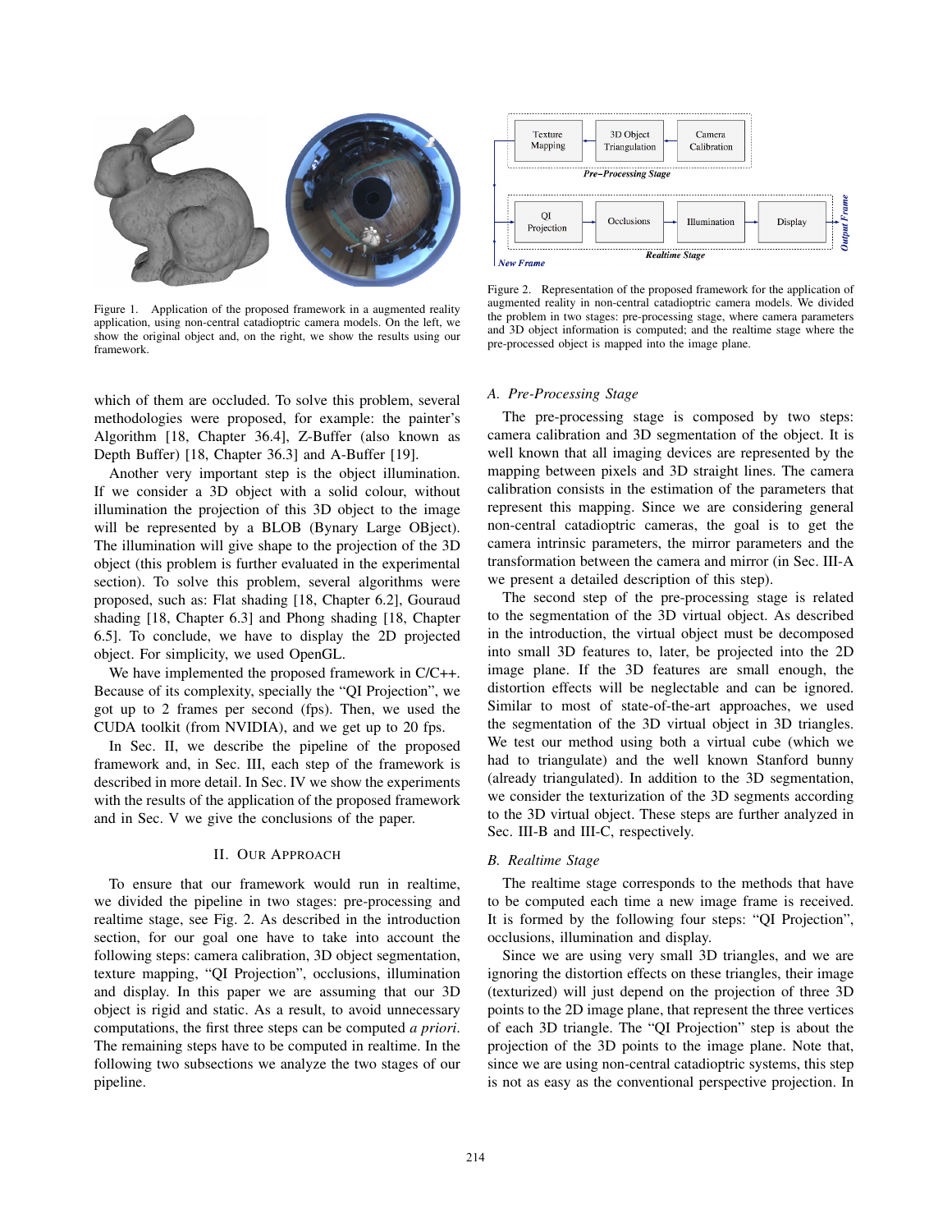Figure 1. Application of the proposed framework in a augmented reality application, using non-central catadioptric camera models. On the left, we show the original object and, on the right, we show the results using our framework.

Figure 2. Representation of the proposed framework for the application of augmented reality in non-central catadioptric camera models. We divided the problem in two stages: pre-processing stage, where camera parameters and 3D object information is computed; and the realtime stage where the pre-processed object is mapped into the image plane.

which of them are occluded. To solve this problem, several methodologies were proposed, for example: the painter's Algorithm [18, Chapter 36.4], Z-Buffer (also known as Depth Buffer) [18, Chapter 36.3] and A-Buffer [19].

Another very important step is the object illumination. If we consider a 3D object with a solid colour, without illumination the projection of this 3D object to the image will be represented by a BLOB (Bynary Large OBject). The illumination will give shape to the projection of the 3D object (this problem is further evaluated in the experimental section). To solve this problem, several algorithms were proposed, such as: Flat shading [18, Chapter 6.2], Gouraud shading [18, Chapter 6.3] and Phong shading [18, Chapter 6.5]. To conclude, we have to display the 2D projected object. For simplicity, we used OpenGL.

We have implemented the proposed framework in C/C++. Because of its complexity, specially the "QI Projection", we got up to 2 frames per second (fps). Then, we used the CUDA toolkit (from NVIDIA), and we get up to 20 fps.

In Sec. II, we describe the pipeline of the proposed framework and, in Sec. III, each step of the framework is described in more detail. In Sec. IV we show the experiments with the results of the application of the proposed framework and in Sec. V we give the conclusions of the paper.

## II. Our Approach

To ensure that our framework would run in realtime, we divided the pipeline in two stages: pre-processing and realtime stage, see Fig. 2. As described in the introduction section, for our goal one have to take into account the following steps: camera calibration, 3D object segmentation, texture mapping, "QI Projection", occlusions, illumination and display. In this paper we are assuming that our 3D object is rigid and static. As a result, to avoid unnecessary computations, the first three steps can be computed *a priori*. The remaining steps have to be computed in realtime. In the following two subsections we analyze the two stages of our pipeline.

### A. Pre-Processing Stage

The pre-processing stage is composed by two steps: camera calibration and 3D segmentation of the object. It is well known that all imaging devices are represented by the mapping between pixels and 3D straight lines. The camera calibration consists in the estimation of the parameters that represent this mapping. Since we are considering general non-central catadioptric cameras, the goal is to get the camera intrinsic parameters, the mirror parameters and the transformation between the camera and mirror (in Sec. III-A we present a detailed description of this step).

The second step of the pre-processing stage is related to the segmentation of the 3D virtual object. As described in the introduction, the virtual object must be decomposed into small 3D features to, later, be projected into the 2D image plane. If the 3D features are small enough, the distortion effects will be neglectable and can be ignored. Similar to most of state-of-the-art approaches, we used the segmentation of the 3D virtual object in 3D triangles. We test our method using both a virtual cube (which we had to triangulate) and the well known Stanford bunny (already triangulated). In addition to the 3D segmentation, we consider the texturization of the 3D segments according to the 3D virtual object. These steps are further analyzed in Sec. III-B and III-C, respectively.

### B. Realtime Stage

The realtime stage corresponds to the methods that have to be computed each time a new image frame is received. It is formed by the following four steps: "QI Projection", occlusions, illumination and display.

Since we are using very small 3D triangles, and we are ignoring the distortion effects on these triangles, their image (texturized) will just depend on the projection of three 3D points to the 2D image plane, that represent the three vertices of each 3D triangle. The "QI Projection" step is about the projection of the 3D points to the image plane. Note that, since we are using non-central catadioptric systems, this step is not as easy as the conventional perspective projection. In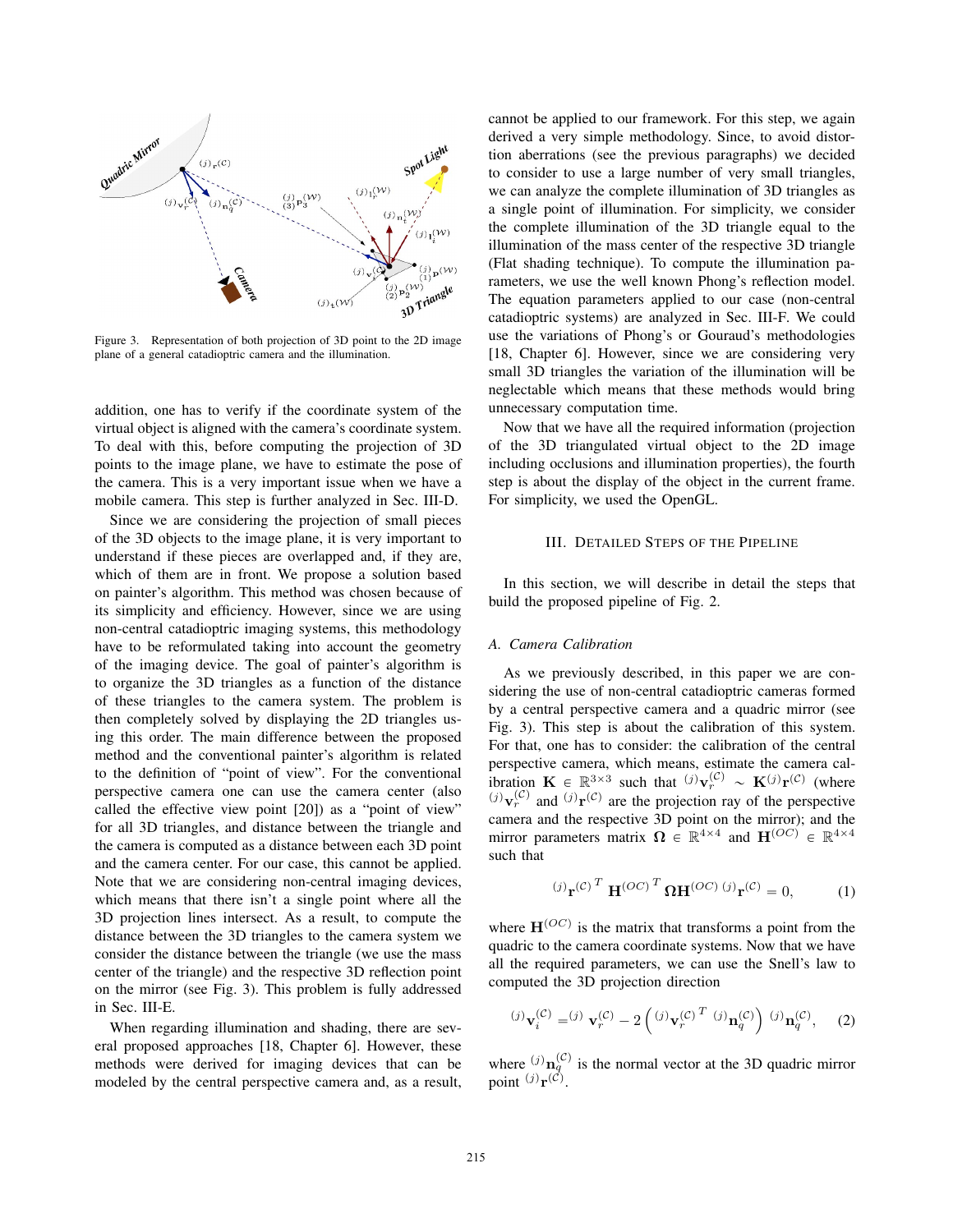Figure 3. Representation of both projection of 3D point to the 2D image plane of a general catadioptric camera and the illumination.

addition, one has to verify if the coordinate system of the virtual object is aligned with the camera's coordinate system. To deal with this, before computing the projection of 3D points to the image plane, we have to estimate the pose of the camera. This is a very important issue when we have a mobile camera. This step is further analyzed in Sec. III-D.

Since we are considering the projection of small pieces of the 3D objects to the image plane, it is very important to understand if these pieces are overlapped and, if they are, which of them are in front. We propose a solution based on painter's algorithm. This method was chosen because of its simplicity and efficiency. However, since we are using non-central catadioptric imaging systems, this methodology have to be reformulated taking into account the geometry of the imaging device. The goal of painter's algorithm is to organize the 3D triangles as a function of the distance of these triangles to the camera system. The problem is then completely solved by displaying the 2D triangles using this order. The main difference between the proposed method and the conventional painter's algorithm is related to the definition of "point of view". For the conventional perspective camera one can use the camera center (also called the effective view point [20]) as a "point of view" for all 3D triangles, and distance between the triangle and the camera is computed as a distance between each 3D point and the camera center. For our case, this cannot be applied. Note that we are considering non-central imaging devices, which means that there isn't a single point where all the 3D projection lines intersect. As a result, to compute the distance between the 3D triangles to the camera system we consider the distance between the triangle (we use the mass center of the triangle) and the respective 3D reflection point on the mirror (see Fig. 3). This problem is fully addressed in Sec. III-E.

When regarding illumination and shading, there are several proposed approaches [18, Chapter 6]. However, these methods were derived for imaging devices that can be modeled by the central perspective camera and, as a result, cannot be applied to our framework. For this step, we again derived a very simple methodology. Since, to avoid distortion aberrations (see the previous paragraphs) we decided to consider to use a large number of very small triangles, we can analyze the complete illumination of 3D triangles as a single point of illumination. For simplicity, we consider the complete illumination of the 3D triangle equal to the illumination of the mass center of the respective 3D triangle (Flat shading technique). To compute the illumination parameters, we use the well known Phong's reflection model. The equation parameters applied to our case (non-central catadioptric systems) are analyzed in Sec. III-F. We could use the variations of Phong's or Gouraud's methodologies [18, Chapter 6]. However, since we are considering very small 3D triangles the variation of the illumination will be neglectable which means that these methods would bring unnecessary computation time.

Now that we have all the required information (projection of the 3D triangulated virtual object to the 2D image including occlusions and illumination properties), the fourth step is about the display of the object in the current frame. For simplicity, we used the OpenGL.

## III. Detailed Steps of the Pipeline

In this section, we will describe in detail the steps that build the proposed pipeline of Fig. 2.

### A. Camera Calibration

As we previously described, in this paper we are considering the use of non-central catadioptric cameras formed by a central perspective camera and a quadric mirror (see Fig. 3). This step is about the calibration of this system. For that, one has to consider: the calibration of the central perspective camera, which means, estimate the camera calibration $\mathbf{K} \in \mathbb{R}^{3\times 3}$ such that ${}^{(j)}\mathbf{v}_r^{(\mathcal{C})} \sim \mathbf{K}\,{}^{(j)}\mathbf{r}^{(\mathcal{C})}$ (where ${}^{(j)}\mathbf{v}_r^{(\mathcal{C})}$ and ${}^{(j)}\mathbf{r}^{(\mathcal{C})}$ are the projection ray of the perspective camera and the respective 3D point on the mirror); and the mirror parameters matrix $\mathbf{\Omega} \in \mathbb{R}^{4\times 4}$ and $\mathbf{H}^{(OC)} \in \mathbb{R}^{4\times 4}$ such that

$$
{}^{(j)}\mathbf{r}^{(\mathcal{C})\,T}\,\mathbf{H}^{(OC)\,T}\,\mathbf{\Omega}\mathbf{H}^{(OC)}\,{}^{(j)}\mathbf{r}^{(\mathcal{C})} = 0, \quad (1)
$$

where $\mathbf{H}^{(OC)}$ is the matrix that transforms a point from the quadric to the camera coordinate systems. Now that we have all the required parameters, we can use the Snell's law to computed the 3D projection direction

$$
{}^{(j)}\mathbf{v}_i^{(\mathcal{C})} = {}^{(j)}\mathbf{v}_r^{(\mathcal{C})} - 2\left({}^{(j)}\mathbf{v}_r^{(\mathcal{C})\,T}\,{}^{(j)}\mathbf{n}_q^{(\mathcal{C})}\right){}^{(j)}\mathbf{n}_q^{(\mathcal{C})}, \quad (2)
$$

where ${}^{(j)}\mathbf{n}_q^{(\mathcal{C})}$ is the normal vector at the 3D quadric mirror point ${}^{(j)}\mathbf{r}^{(\mathcal{C})}$.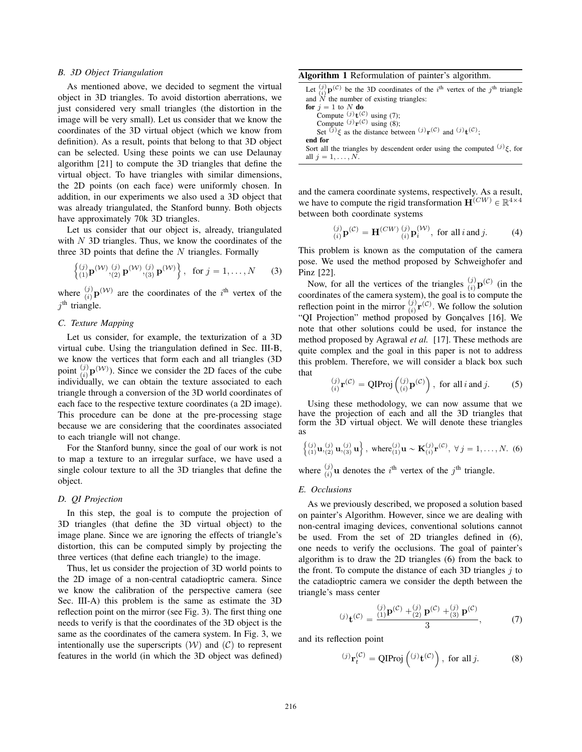### B. 3D Object Triangulation

As mentioned above, we decided to segment the virtual object in 3D triangles. To avoid distortion aberrations, we just considered very small triangles (the distortion in the image will be very small). Let us consider that we know the coordinates of the 3D virtual object (which we know from definition). As a result, points that belong to that 3D object can be selected. Using these points we can use Delaunay algorithm [21] to compute the 3D triangles that define the virtual object. To have triangles with similar dimensions, the 2D points (on each face) were uniformly chosen. In addition, in our experiments we also used a 3D object that was already triangulated, the Stanford bunny. Both objects have approximately 70k 3D triangles.

Let us consider that our object is, already, triangulated with $N$ 3D triangles. Thus, we know the coordinates of the three 3D points that define the $N$ triangles. Formally

$$\left\{ {}^{(j)}_{(1)}\mathbf{p}^{(\mathcal{W})}, {}^{(j)}_{(2)}\mathbf{p}^{(\mathcal{W})}, {}^{(j)}_{(3)}\mathbf{p}^{(\mathcal{W})} \right\}, \text{ for } j = 1, \ldots, N \quad (3)$$

where ${}^{(j)}_{(i)}\mathbf{p}^{(\mathcal{W})}$ are the coordinates of the $i^{\text{th}}$ vertex of the $j^{\text{th}}$ triangle.

### C. Texture Mapping

Let us consider, for example, the texturization of a 3D virtual cube. Using the triangulation defined in Sec. III-B, we know the vertices that form each and all triangles (3D point ${}^{(j)}_{(i)}\mathbf{p}^{(\mathcal{W})}$). Since we consider the 2D faces of the cube individually, we can obtain the texture associated to each triangle through a conversion of the 3D world coordinates of each face to the respective texture coordinates (a 2D image). This procedure can be done at the pre-processing stage because we are considering that the coordinates associated to each triangle will not change.

For the Stanford bunny, since the goal of our work is not to map a texture to an irregular surface, we have used a single colour texture to all the 3D triangles that define the object.

### D. QI Projection

In this step, the goal is to compute the projection of 3D triangles (that define the 3D virtual object) to the image plane. Since we are ignoring the effects of triangle's distortion, this can be computed simply by projecting the three vertices (that define each triangle) to the image.

Thus, let us consider the projection of 3D world points to the 2D image of a non-central catadioptric camera. Since we know the calibration of the perspective camera (see Sec. III-A) this problem is the same as estimate the 3D reflection point on the mirror (see Fig. 3). The first thing one needs to verify is that the coordinates of the 3D object is the same as the coordinates of the camera system. In Fig. 3, we intentionally use the superscripts $(\mathcal{W})$ and $(\mathcal{C})$ to represent features in the world (in which the 3D object was defined) and the camera coordinate systems, respectively. As a result, we have to compute the rigid transformation $\mathbf{H}^{(CW)} \in \mathbb{R}^{4\times4}$ between both coordinate systems

$${}^{(j)}_{(i)}\mathbf{p}^{(\mathcal{C})} = \mathbf{H}^{(CW)}\, {}^{(j)}_{(i)}\mathbf{p}_i^{(\mathcal{W})}, \text{ for all } i \text{ and } j. \quad (4)$$

This problem is known as the computation of the camera pose. We used the method proposed by Schweighofer and Pinz [22].

Now, for all the vertices of the triangles ${}^{(j)}_{(i)}\mathbf{p}^{(\mathcal{C})}$ (in the coordinates of the camera system), the goal is to compute the reflection point in the mirror ${}^{(j)}_{(i)}\mathbf{r}^{(\mathcal{C})}$. We follow the solution "QI Projection" method proposed by Gonçalves [16]. We note that other solutions could be used, for instance the method proposed by Agrawal *et al.* [17]. These methods are quite complex and the goal in this paper is not to address this problem. Therefore, we will consider a black box such that

$${}^{(j)}_{(i)}\mathbf{r}^{(\mathcal{C})} = \text{QIProj}\left({}^{(j)}_{(i)}\mathbf{p}^{(\mathcal{C})}\right), \text{ for all } i \text{ and } j. \quad (5)$$

Using these methodology, we can now assume that we have the projection of each and all the 3D triangles that form the 3D virtual object. We will denote these triangles as

$$\left\{ {}^{(j)}_{(1)}\mathbf{u}, {}^{(j)}_{(2)}\mathbf{u}, {}^{(j)}_{(3)}\mathbf{u} \right\}, \text{ where } {}^{(j)}_{(1)}\mathbf{u} \sim \mathbf{K}\, {}^{(j)}_{(i)}\mathbf{r}^{(\mathcal{C})}, \ \forall\, j = 1, \ldots, N. \quad (6)$$

where ${}^{(j)}_{(i)}\mathbf{u}$ denotes the $i^{\text{th}}$ vertex of the $j^{\text{th}}$ triangle.

### E. Occlusions

As we previously described, we proposed a solution based on painter's Algorithm. However, since we are dealing with non-central imaging devices, conventional solutions cannot be used. From the set of 2D triangles defined in (6), one needs to verify the occlusions. The goal of painter's algorithm is to draw the 2D triangles (6) from the back to the front. To compute the distance of each 3D triangles $j$ to the catadioptric camera we consider the depth between the triangle's mass center

$${}^{(j)}\mathbf{t}^{(\mathcal{C})} = \frac{{}^{(j)}_{(1)}\mathbf{p}^{(\mathcal{C})} + {}^{(j)}_{(2)}\mathbf{p}^{(\mathcal{C})} + {}^{(j)}_{(3)}\mathbf{p}^{(\mathcal{C})}}{3}, \quad (7)$$

and its reflection point

$${}^{(j)}\mathbf{r}_t^{(\mathcal{C})} = \text{QIProj}\left({}^{(j)}\mathbf{t}^{(\mathcal{C})}\right), \text{ for all } j. \quad (8)$$

**Algorithm 1** Reformulation of painter's algorithm.

```
Let (j)(i)p^(C) be the 3D coordinates of the i-th vertex of the j-th triangle
and N the number of existing triangles:
for j = 1 to N do
    Compute (j)t^(C) using (7);
    Compute (j)r^(C) using (8);
    Set (j)ξ as the distance between (j)r^(C) and (j)t^(C);
end for
Sort all the triangles by descendent order using the computed (j)ξ, for
all j = 1, ..., N.
```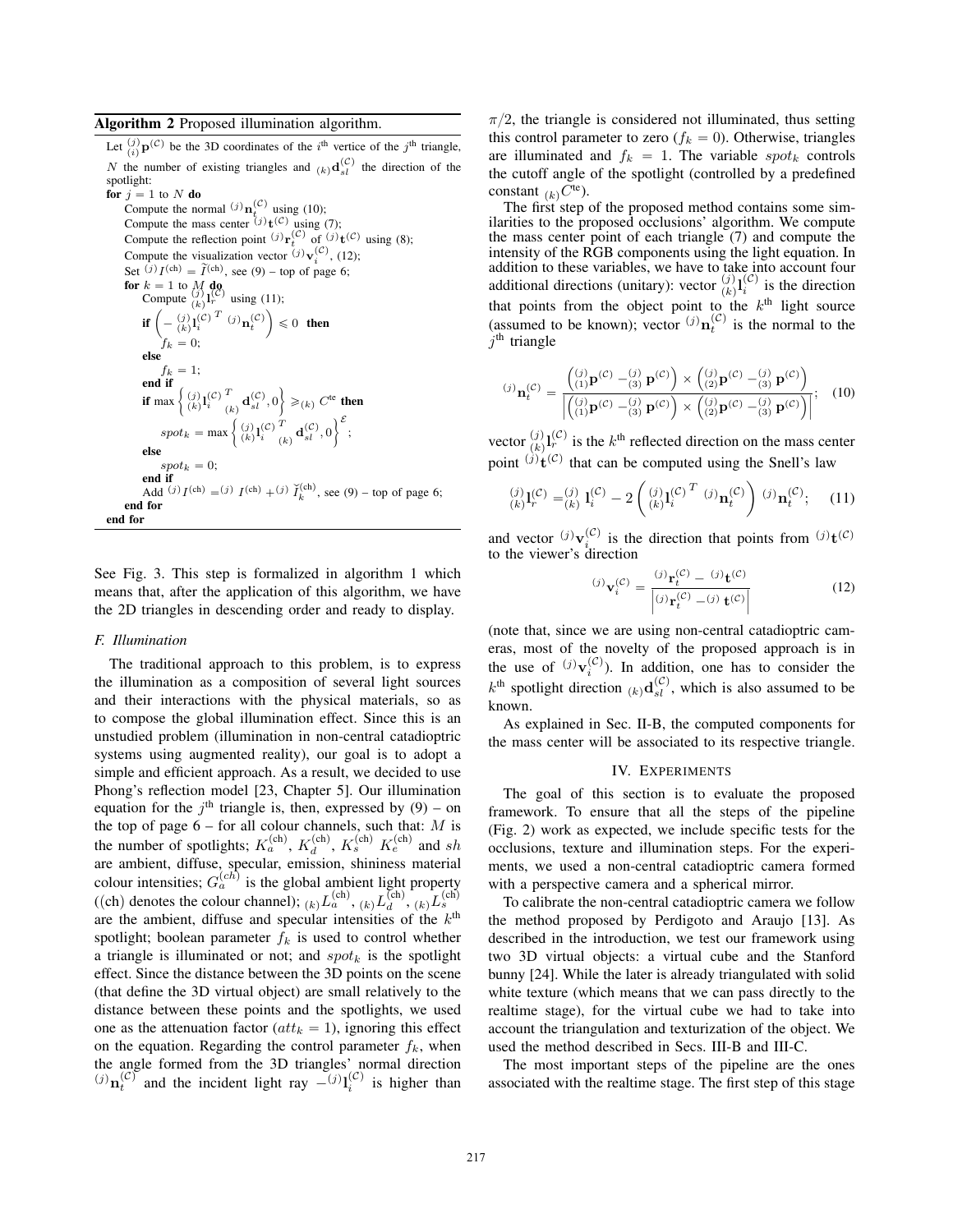**Algorithm 2** Proposed illumination algorithm.

Let ${}^{(j)}_{(i)}\mathbf{p}^{(\mathcal{C})}$ be the 3D coordinates of the $i^{\text{th}}$ vertice of the $j^{\text{th}}$ triangle, $N$ the number of existing triangles and ${}_{(k)}\mathbf{d}_{sl}^{(\mathcal{C})}$ the direction of the spotlight:

```
for j = 1 to N do
    Compute the normal (j)n_t^(C) using (10);
    Compute the mass center (j)t^(C) using (7);
    Compute the reflection point (j)r_t^(C) of (j)t^(C) using (8);
    Compute the visualization vector (j)v_i^(C), (12);
    Set (j)I^(ch) = Ĩ^(ch), see (9) – top of page 6;
    for k = 1 to M do
        Compute (j)(k)l_r^(C) using (11);
        if ( -(j)(k)l_i^(C)T (j)n_t^(C) ) ≤ 0 then
            f_k = 0;
        else
            f_k = 1;
        end if
        if max{ (j)(k)l_i^(C)T (k)d_sl^(C), 0 } ≥ (k)C^te then
            spot_k = max{ (j)(k)l_i^(C)T (k)d_sl^(C), 0 }^ε;
        else
            spot_k = 0;
        end if
        Add (j)I^(ch) = (j)I^(ch) + (j)Ĭ_k^(ch), see (9) – top of page 6;
    end for
end for
```

See Fig. 3. This step is formalized in algorithm 1 which means that, after the application of this algorithm, we have the 2D triangles in descending order and ready to display.

### F. Illumination

The traditional approach to this problem, is to express the illumination as a composition of several light sources and their interactions with the physical materials, so as to compose the global illumination effect. Since this is an unstudied problem (illumination in non-central catadioptric systems using augmented reality), our goal is to adopt a simple and efficient approach. As a result, we decided to use Phong's reflection model [23, Chapter 5]. Our illumination equation for the $j^{\text{th}}$ triangle is, then, expressed by (9) – on the top of page 6 – for all colour channels, such that: $M$ is the number of spotlights; $K_a^{(\text{ch})}$, $K_d^{(\text{ch})}$, $K_s^{(\text{ch})}$ $K_e^{(\text{ch})}$ and $sh$ are ambient, diffuse, specular, emission, shininess material colour intensities; $G_a^{(ch)}$ is the global ambient light property ((ch) denotes the colour channel); ${}_{(k)}L_a^{(\text{ch})}$, ${}_{(k)}L_d^{(\text{ch})}$, ${}_{(k)}L_s^{(\text{ch})}$ are the ambient, diffuse and specular intensities of the $k^{\text{th}}$ spotlight; boolean parameter $f_k$ is used to control whether a triangle is illuminated or not; and $spot_k$ is the spotlight effect. Since the distance between the 3D points on the scene (that define the 3D virtual object) are small relatively to the distance between these points and the spotlights, we used one as the attenuation factor ($att_k = 1$), ignoring this effect on the equation. Regarding the control parameter $f_k$, when the angle formed from the 3D triangles' normal direction ${}^{(j)}\mathbf{n}_t^{(\mathcal{C})}$ and the incident light ray $-{}^{(j)}\mathbf{l}_i^{(\mathcal{C})}$ is higher than $\pi/2$, the triangle is considered not illuminated, thus setting this control parameter to zero ($f_k = 0$). Otherwise, triangles are illuminated and $f_k = 1$. The variable $spot_k$ controls the cutoff angle of the spotlight (controlled by a predefined constant ${}_{(k)}C^{\text{te}}$).

The first step of the proposed method contains some similarities to the proposed occlusions' algorithm. We compute the mass center point of each triangle (7) and compute the intensity of the RGB components using the light equation. In addition to these variables, we have to take into account four additional directions (unitary): vector ${}^{(j)}_{(k)}\mathbf{l}_i^{(\mathcal{C})}$ is the direction that points from the object point to the $k^{\text{th}}$ light source (assumed to be known); vector ${}^{(j)}\mathbf{n}_t^{(\mathcal{C})}$ is the normal to the $j^{\text{th}}$ triangle

$$
{}^{(j)}\mathbf{n}_t^{(\mathcal{C})} = \frac{\left({}^{(j)}_{(1)}\mathbf{p}^{(\mathcal{C})} - {}^{(j)}_{(3)}\mathbf{p}^{(\mathcal{C})}\right) \times \left({}^{(j)}_{(2)}\mathbf{p}^{(\mathcal{C})} - {}^{(j)}_{(3)}\mathbf{p}^{(\mathcal{C})}\right)}{\left|\left({}^{(j)}_{(1)}\mathbf{p}^{(\mathcal{C})} - {}^{(j)}_{(3)}\mathbf{p}^{(\mathcal{C})}\right) \times \left({}^{(j)}_{(2)}\mathbf{p}^{(\mathcal{C})} - {}^{(j)}_{(3)}\mathbf{p}^{(\mathcal{C})}\right)\right|}; \quad (10)
$$

vector ${}^{(j)}_{(k)}\mathbf{l}_r^{(\mathcal{C})}$ is the $k^{\text{th}}$ reflected direction on the mass center point ${}^{(j)}\mathbf{t}^{(\mathcal{C})}$ that can be computed using the Snell's law

$$
{}^{(j)}_{(k)}\mathbf{l}_r^{(\mathcal{C})} = {}^{(j)}_{(k)}\mathbf{l}_i^{(\mathcal{C})} - 2\left({}^{(j)}_{(k)}\mathbf{l}_i^{(\mathcal{C})\,T}\ {}^{(j)}\mathbf{n}_t^{(\mathcal{C})}\right){}^{(j)}\mathbf{n}_t^{(\mathcal{C})}; \quad (11)
$$

and vector ${}^{(j)}\mathbf{v}_i^{(\mathcal{C})}$ is the direction that points from ${}^{(j)}\mathbf{t}^{(\mathcal{C})}$ to the viewer's direction

$$
{}^{(j)}\mathbf{v}_i^{(\mathcal{C})} = \frac{{}^{(j)}\mathbf{r}_t^{(\mathcal{C})} - {}^{(j)}\mathbf{t}^{(\mathcal{C})}}{\left|{}^{(j)}\mathbf{r}_t^{(\mathcal{C})} - {}^{(j)}\mathbf{t}^{(\mathcal{C})}\right|} \quad (12)
$$

(note that, since we are using non-central catadioptric cameras, most of the novelty of the proposed approach is in the use of ${}^{(j)}\mathbf{v}_i^{(\mathcal{C})}$). In addition, one has to consider the $k^{\text{th}}$ spotlight direction ${}_{(k)}\mathbf{d}_{sl}^{(\mathcal{C})}$, which is also assumed to be known.

As explained in Sec. II-B, the computed components for the mass center will be associated to its respective triangle.

## IV. Experiments

The goal of this section is to evaluate the proposed framework. To ensure that all the steps of the pipeline (Fig. 2) work as expected, we include specific tests for the occlusions, texture and illumination steps. For the experiments, we used a non-central catadioptric camera formed with a perspective camera and a spherical mirror.

To calibrate the non-central catadioptric camera we follow the method proposed by Perdigoto and Araujo [13]. As described in the introduction, we test our framework using two 3D virtual objects: a virtual cube and the Stanford bunny [24]. While the later is already triangulated with solid white texture (which means that we can pass directly to the realtime stage), for the virtual cube we had to take into account the triangulation and texturization of the object. We used the method described in Secs. III-B and III-C.

The most important steps of the pipeline are the ones associated with the realtime stage. The first step of this stage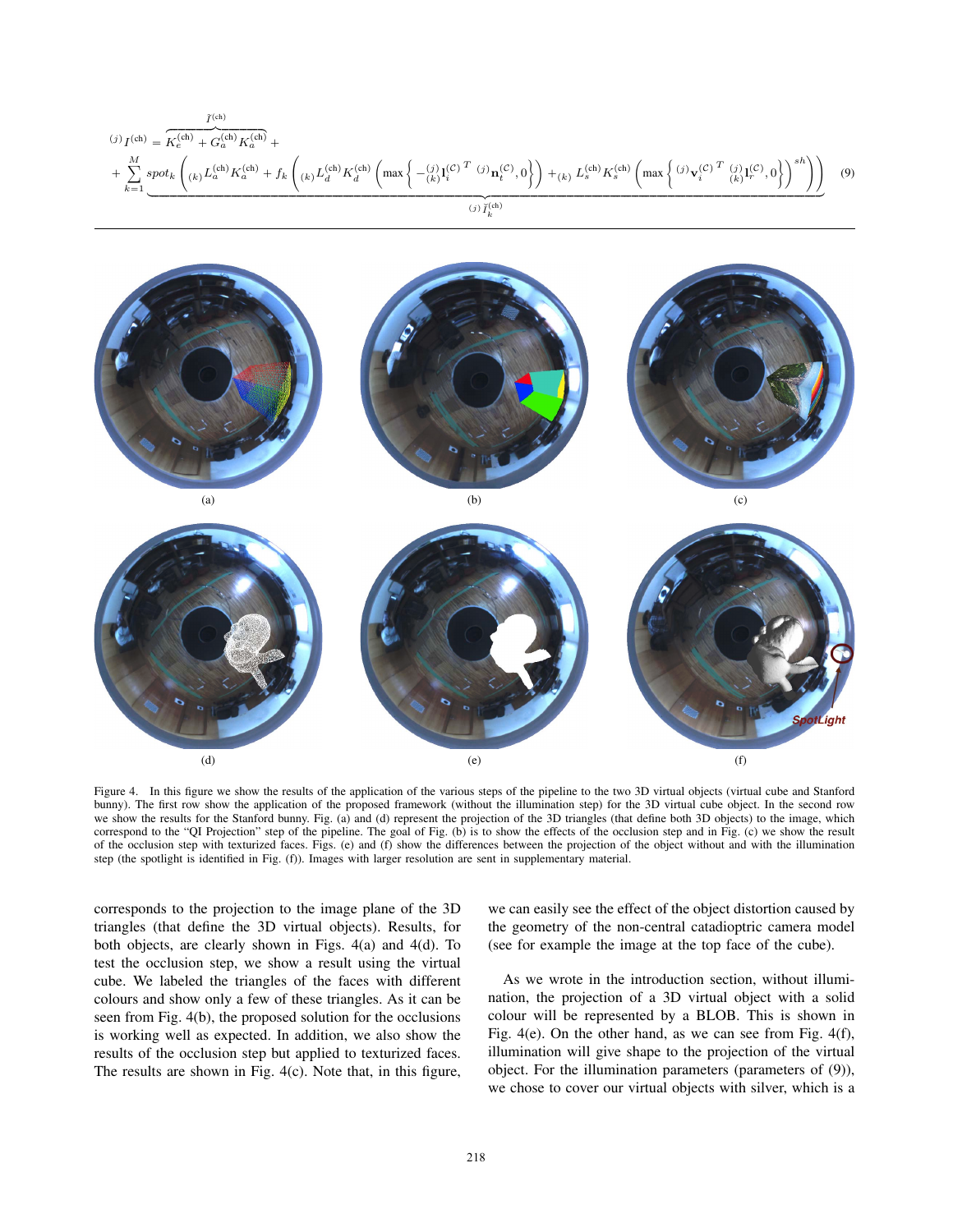$$
{}^{(j)}I^{(\text{ch})} = \overbrace{K_e^{(\text{ch})} + G_a^{(\text{ch})} K_a^{(\text{ch})}}^{\tilde{I}^{(\text{ch})}} + \\
+ \sum_{k=1}^{M} \underbrace{spot_k \left( {}_{(k)}L_a^{(\text{ch})} K_a^{(\text{ch})} + f_k \left( {}_{(k)}L_d^{(\text{ch})} K_d^{(\text{ch})} \left( \max\left\{ -{}_{(k)}^{(j)}\mathbf{l}_i^{(\mathcal{C})\,T}\, {}^{(j)}\mathbf{n}_t^{(\mathcal{C})}, 0 \right\} \right) + {}_{(k)}L_s^{(\text{ch})} K_s^{(\text{ch})} \left( \max\left\{ {}^{(j)}\mathbf{v}_i^{(\mathcal{C})\,T}\, {}_{(k)}^{(j)}\mathbf{l}_r^{(\mathcal{C})}, 0 \right\} \right)^{sh} \right) \right)}_{{}^{(j)}\tilde{I}_k^{(\text{ch})}} \tag{9}
$$

(a) (b) (c)

(d) (e) (f)

Figure 4. In this figure we show the results of the application of the various steps of the pipeline to the two 3D virtual objects (virtual cube and Stanford bunny). The first row show the application of the proposed framework (without the illumination step) for the 3D virtual cube object. In the second row we show the results for the Stanford bunny. Fig. (a) and (d) represent the projection of the 3D triangles (that define both 3D objects) to the image, which correspond to the "QI Projection" step of the pipeline. The goal of Fig. (b) is to show the effects of the occlusion step and in Fig. (c) we show the result of the occlusion step with texturized faces. Figs. (e) and (f) show the differences between the projection of the object without and with the illumination step (the spotlight is identified in Fig. (f)). Images with larger resolution are sent in supplementary material.

corresponds to the projection to the image plane of the 3D triangles (that define the 3D virtual objects). Results, for both objects, are clearly shown in Figs. 4(a) and 4(d). To test the occlusion step, we show a result using the virtual cube. We labeled the triangles of the faces with different colours and show only a few of these triangles. As it can be seen from Fig. 4(b), the proposed solution for the occlusions is working well as expected. In addition, we also show the results of the occlusion step but applied to texturized faces. The results are shown in Fig. 4(c). Note that, in this figure, we can easily see the effect of the object distortion caused by the geometry of the non-central catadioptric camera model (see for example the image at the top face of the cube).

As we wrote in the introduction section, without illumination, the projection of a 3D virtual object with a solid colour will be represented by a BLOB. This is shown in Fig. 4(e). On the other hand, as we can see from Fig. 4(f), illumination will give shape to the projection of the virtual object. For the illumination parameters (parameters of (9)), we chose to cover our virtual objects with silver, which is a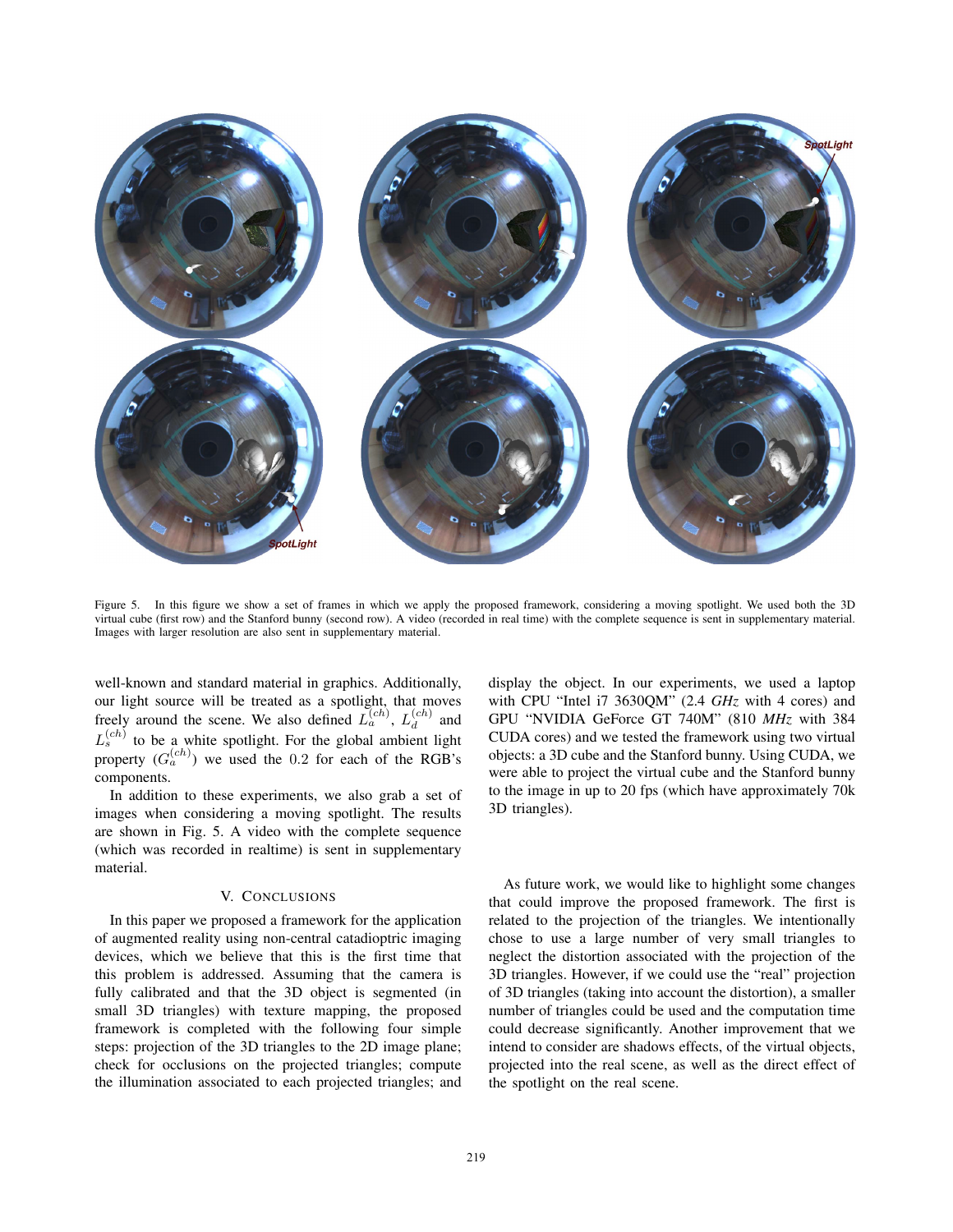Figure 5. In this figure we show a set of frames in which we apply the proposed framework, considering a moving spotlight. We used both the 3D virtual cube (first row) and the Stanford bunny (second row). A video (recorded in real time) with the complete sequence is sent in supplementary material. Images with larger resolution are also sent in supplementary material.

well-known and standard material in graphics. Additionally, our light source will be treated as a spotlight, that moves freely around the scene. We also defined $L_a^{(ch)}$, $L_d^{(ch)}$ and $L_s^{(ch)}$ to be a white spotlight. For the global ambient light property ($G_a^{(ch)}$) we used the 0.2 for each of the RGB's components.

In addition to these experiments, we also grab a set of images when considering a moving spotlight. The results are shown in Fig. 5. A video with the complete sequence (which was recorded in realtime) is sent in supplementary material.

## V. Conclusions

In this paper we proposed a framework for the application of augmented reality using non-central catadioptric imaging devices, which we believe that this is the first time that this problem is addressed. Assuming that the camera is fully calibrated and that the 3D object is segmented (in small 3D triangles) with texture mapping, the proposed framework is completed with the following four simple steps: projection of the 3D triangles to the 2D image plane; check for occlusions on the projected triangles; compute the illumination associated to each projected triangles; and display the object. In our experiments, we used a laptop with CPU "Intel i7 3630QM" (2.4 *GHz* with 4 cores) and GPU "NVIDIA GeForce GT 740M" (810 *MHz* with 384 CUDA cores) and we tested the framework using two virtual objects: a 3D cube and the Stanford bunny. Using CUDA, we were able to project the virtual cube and the Stanford bunny to the image in up to 20 fps (which have approximately 70k 3D triangles).

As future work, we would like to highlight some changes that could improve the proposed framework. The first is related to the projection of the triangles. We intentionally chose to use a large number of very small triangles to neglect the distortion associated with the projection of the 3D triangles. However, if we could use the "real" projection of 3D triangles (taking into account the distortion), a smaller number of triangles could be used and the computation time could decrease significantly. Another improvement that we intend to consider are shadows effects, of the virtual objects, projected into the real scene, as well as the direct effect of the spotlight on the real scene.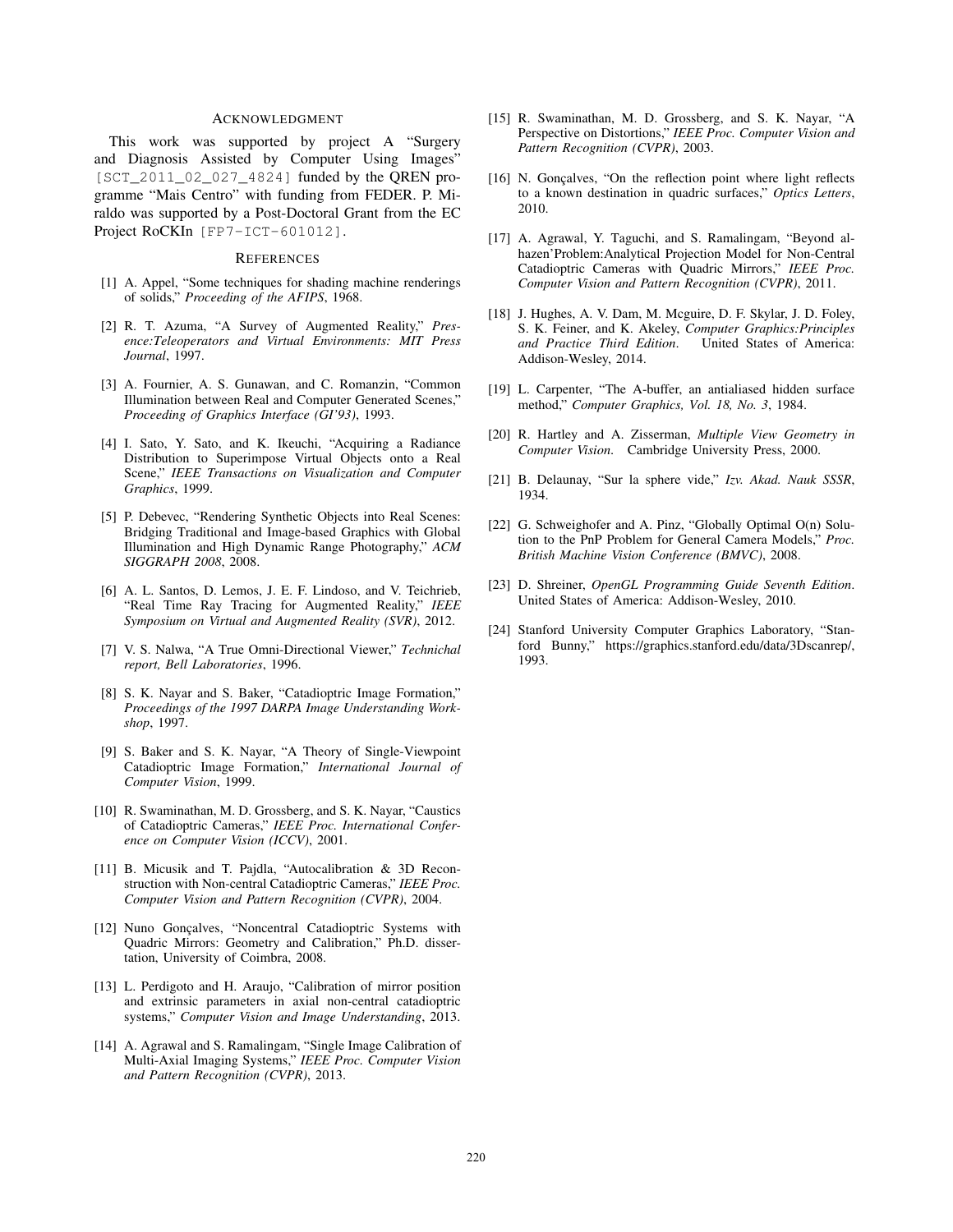## ACKNOWLEDGMENT

This work was supported by project A "Surgery and Diagnosis Assisted by Computer Using Images" [SCT_2011_02_027_4824] funded by the QREN programme "Mais Centro" with funding from FEDER. P. Miraldo was supported by a Post-Doctoral Grant from the EC Project RoCKIn [FP7-ICT-601012].

## REFERENCES

[1] A. Appel, "Some techniques for shading machine renderings of solids," *Proceeding of the AFIPS*, 1968.

[2] R. T. Azuma, "A Survey of Augmented Reality," *Presence:Teleoperators and Virtual Environments: MIT Press Journal*, 1997.

[3] A. Fournier, A. S. Gunawan, and C. Romanzin, "Common Illumination between Real and Computer Generated Scenes," *Proceeding of Graphics Interface (GI'93)*, 1993.

[4] I. Sato, Y. Sato, and K. Ikeuchi, "Acquiring a Radiance Distribution to Superimpose Virtual Objects onto a Real Scene," *IEEE Transactions on Visualization and Computer Graphics*, 1999.

[5] P. Debevec, "Rendering Synthetic Objects into Real Scenes: Bridging Traditional and Image-based Graphics with Global Illumination and High Dynamic Range Photography," *ACM SIGGRAPH 2008*, 2008.

[6] A. L. Santos, D. Lemos, J. E. F. Lindoso, and V. Teichrieb, "Real Time Ray Tracing for Augmented Reality," *IEEE Symposium on Virtual and Augmented Reality (SVR)*, 2012.

[7] V. S. Nalwa, "A True Omni-Directional Viewer," *Technichal report, Bell Laboratories*, 1996.

[8] S. K. Nayar and S. Baker, "Catadioptric Image Formation," *Proceedings of the 1997 DARPA Image Understanding Workshop*, 1997.

[9] S. Baker and S. K. Nayar, "A Theory of Single-Viewpoint Catadioptric Image Formation," *International Journal of Computer Vision*, 1999.

[10] R. Swaminathan, M. D. Grossberg, and S. K. Nayar, "Caustics of Catadioptric Cameras," *IEEE Proc. International Conference on Computer Vision (ICCV)*, 2001.

[11] B. Micusik and T. Pajdla, "Autocalibration & 3D Reconstruction with Non-central Catadioptric Cameras," *IEEE Proc. Computer Vision and Pattern Recognition (CVPR)*, 2004.

[12] Nuno Gonçalves, "Noncentral Catadioptric Systems with Quadric Mirrors: Geometry and Calibration," Ph.D. dissertation, University of Coimbra, 2008.

[13] L. Perdigoto and H. Araujo, "Calibration of mirror position and extrinsic parameters in axial non-central catadioptric systems," *Computer Vision and Image Understanding*, 2013.

[14] A. Agrawal and S. Ramalingam, "Single Image Calibration of Multi-Axial Imaging Systems," *IEEE Proc. Computer Vision and Pattern Recognition (CVPR)*, 2013.

[15] R. Swaminathan, M. D. Grossberg, and S. K. Nayar, "A Perspective on Distortions," *IEEE Proc. Computer Vision and Pattern Recognition (CVPR)*, 2003.

[16] N. Gonçalves, "On the reflection point where light reflects to a known destination in quadric surfaces," *Optics Letters*, 2010.

[17] A. Agrawal, Y. Taguchi, and S. Ramalingam, "Beyond alhazen'Problem:Analytical Projection Model for Non-Central Catadioptric Cameras with Quadric Mirrors," *IEEE Proc. Computer Vision and Pattern Recognition (CVPR)*, 2011.

[18] J. Hughes, A. V. Dam, M. Mcguire, D. F. Skylar, J. D. Foley, S. K. Feiner, and K. Akeley, *Computer Graphics:Principles and Practice Third Edition*. United States of America: Addison-Wesley, 2014.

[19] L. Carpenter, "The A-buffer, an antialiased hidden surface method," *Computer Graphics, Vol. 18, No. 3*, 1984.

[20] R. Hartley and A. Zisserman, *Multiple View Geometry in Computer Vision*. Cambridge University Press, 2000.

[21] B. Delaunay, "Sur la sphere vide," *Izv. Akad. Nauk SSSR*, 1934.

[22] G. Schweighofer and A. Pinz, "Globally Optimal O(n) Solution to the PnP Problem for General Camera Models," *Proc. British Machine Vision Conference (BMVC)*, 2008.

[23] D. Shreiner, *OpenGL Programming Guide Seventh Edition*. United States of America: Addison-Wesley, 2010.

[24] Stanford University Computer Graphics Laboratory, "Stanford Bunny," https://graphics.stanford.edu/data/3Dscanrep/, 1993.